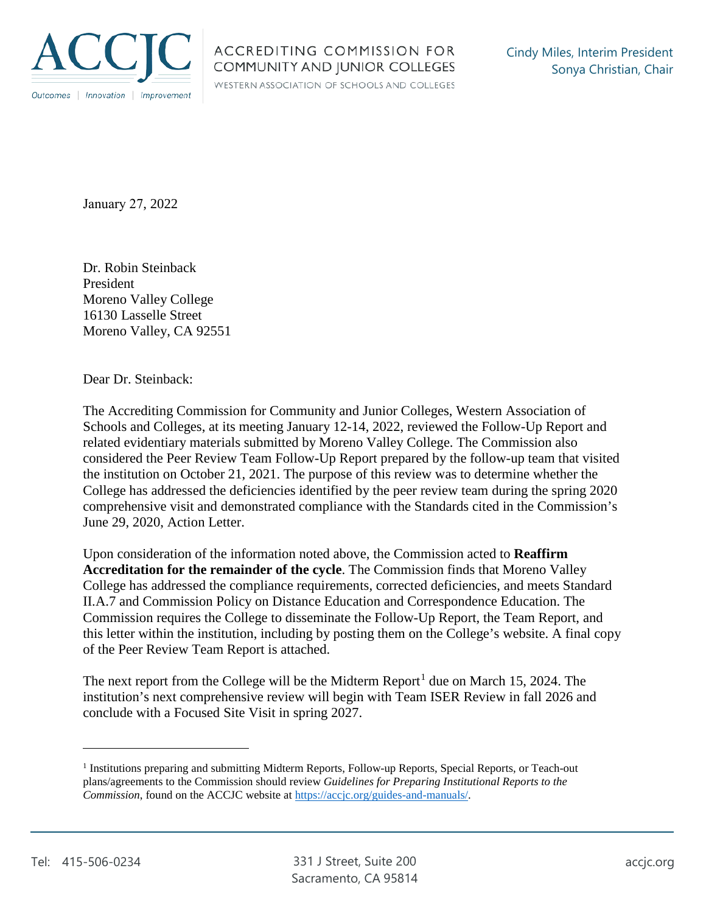ACCJC

Outcomes | Innovation | Improvement

ACCREDITING COMMISSION FOR COMMUNITY AND JUNIOR COLLEGES

WESTERN ASSOCIATION OF SCHOOLS AND COLLEGES

Cindy Miles, Interim President
Sonya Christian, Chair

January 27, 2022

Dr. Robin Steinback
President
Moreno Valley College
16130 Lasselle Street
Moreno Valley, CA 92551

Dear Dr. Steinback:

The Accrediting Commission for Community and Junior Colleges, Western Association of Schools and Colleges, at its meeting January 12-14, 2022, reviewed the Follow-Up Report and related evidentiary materials submitted by Moreno Valley College. The Commission also considered the Peer Review Team Follow-Up Report prepared by the follow-up team that visited the institution on October 21, 2021. The purpose of this review was to determine whether the College has addressed the deficiencies identified by the peer review team during the spring 2020 comprehensive visit and demonstrated compliance with the Standards cited in the Commission's June 29, 2020, Action Letter.

Upon consideration of the information noted above, the Commission acted to **Reaffirm Accreditation for the remainder of the cycle**. The Commission finds that Moreno Valley College has addressed the compliance requirements, corrected deficiencies, and meets Standard II.A.7 and Commission Policy on Distance Education and Correspondence Education. The Commission requires the College to disseminate the Follow-Up Report, the Team Report, and this letter within the institution, including by posting them on the College's website. A final copy of the Peer Review Team Report is attached.

The next report from the College will be the Midterm Report[1] due on March 15, 2024. The institution's next comprehensive review will begin with Team ISER Review in fall 2026 and conclude with a Focused Site Visit in spring 2027.

[1] Institutions preparing and submitting Midterm Reports, Follow-up Reports, Special Reports, or Teach-out plans/agreements to the Commission should review *Guidelines for Preparing Institutional Reports to the Commission*, found on the ACCJC website at https://accjc.org/guides-and-manuals/.

Tel: 415-506-0234 | 331 J Street, Suite 200 Sacramento, CA 95814 | accjc.org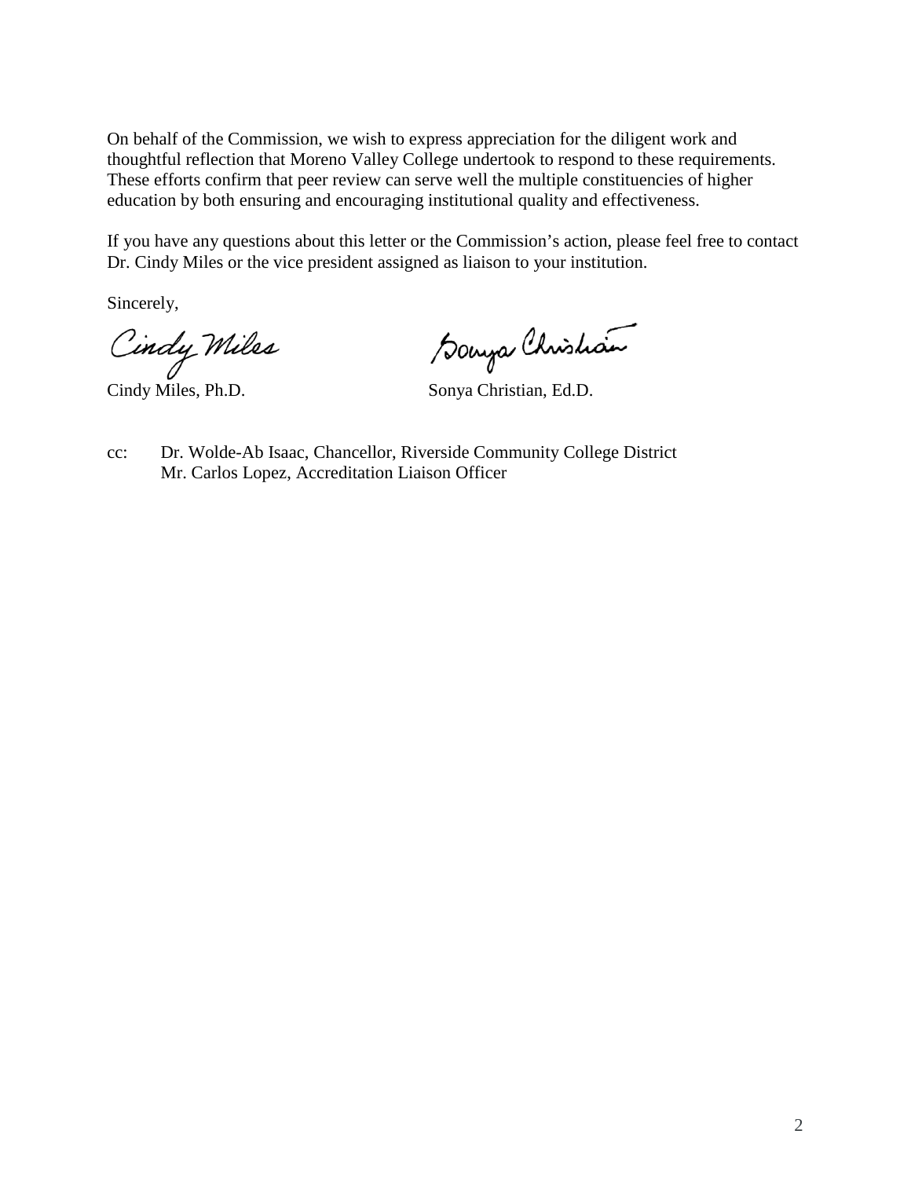On behalf of the Commission, we wish to express appreciation for the diligent work and thoughtful reflection that Moreno Valley College undertook to respond to these requirements. These efforts confirm that peer review can serve well the multiple constituencies of higher education by both ensuring and encouraging institutional quality and effectiveness.

If you have any questions about this letter or the Commission's action, please feel free to contact Dr. Cindy Miles or the vice president assigned as liaison to your institution.

Sincerely,

Cindy Miles, Ph.D.

Sonya Christian, Ed.D.

cc: Dr. Wolde-Ab Isaac, Chancellor, Riverside Community College District
Mr. Carlos Lopez, Accreditation Liaison Officer